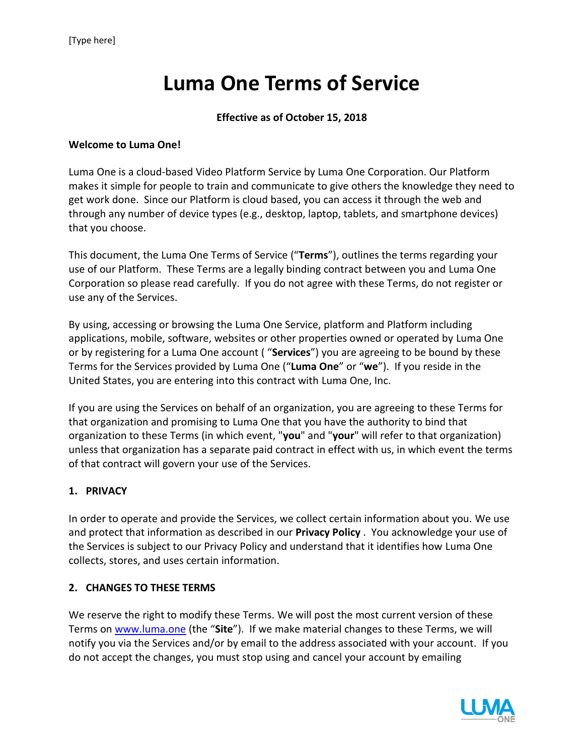# Luma One Terms of Service

**Effective as of October 15, 2018**

**Welcome to Luma One!**

Luma One is a cloud-based Video Platform Service by Luma One Corporation. Our Platform makes it simple for people to train and communicate to give others the knowledge they need to get work done. Since our Platform is cloud based, you can access it through the web and through any number of device types (e.g., desktop, laptop, tablets, and smartphone devices) that you choose.

This document, the Luma One Terms of Service ("**Terms**"), outlines the terms regarding your use of our Platform. These Terms are a legally binding contract between you and Luma One Corporation so please read carefully. If you do not agree with these Terms, do not register or use any of the Services.

By using, accessing or browsing the Luma One Service, platform and Platform including applications, mobile, software, websites or other properties owned or operated by Luma One or by registering for a Luma One account ( "**Services**") you are agreeing to be bound by these Terms for the Services provided by Luma One ("**Luma One**" or "**we**"). If you reside in the United States, you are entering into this contract with Luma One, Inc.

If you are using the Services on behalf of an organization, you are agreeing to these Terms for that organization and promising to Luma One that you have the authority to bind that organization to these Terms (in which event, "**you**" and "**your**" will refer to that organization) unless that organization has a separate paid contract in effect with us, in which event the terms of that contract will govern your use of the Services.

## 1. PRIVACY

In order to operate and provide the Services, we collect certain information about you. We use and protect that information as described in our **Privacy Policy** . You acknowledge your use of the Services is subject to our Privacy Policy and understand that it identifies how Luma One collects, stores, and uses certain information.

## 2. CHANGES TO THESE TERMS

We reserve the right to modify these Terms. We will post the most current version of these Terms on [www.luma.one](http://www.luma.one) (the "**Site**"). If we make material changes to these Terms, we will notify you via the Services and/or by email to the address associated with your account. If you do not accept the changes, you must stop using and cancel your account by emailing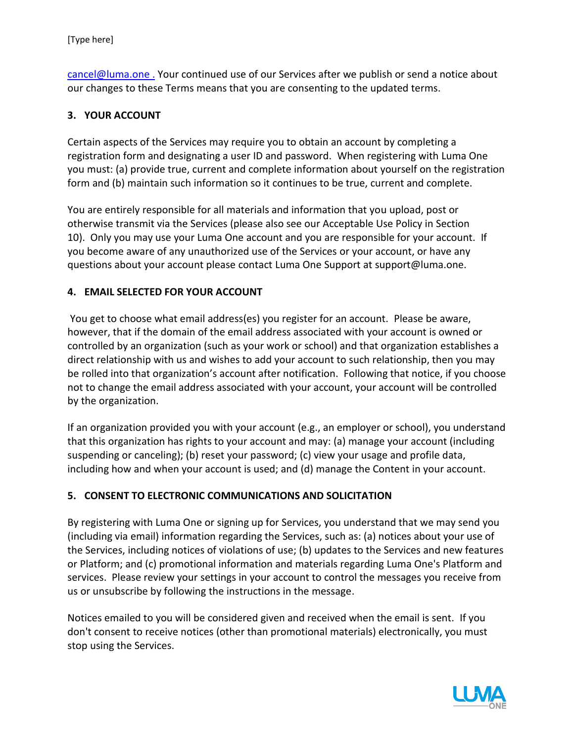cancel@luma.one . Your continued use of our Services after we publish or send a notice about our changes to these Terms means that you are consenting to the updated terms.

## 3. YOUR ACCOUNT

Certain aspects of the Services may require you to obtain an account by completing a registration form and designating a user ID and password. When registering with Luma One you must: (a) provide true, current and complete information about yourself on the registration form and (b) maintain such information so it continues to be true, current and complete.

You are entirely responsible for all materials and information that you upload, post or otherwise transmit via the Services (please also see our Acceptable Use Policy in Section 10). Only you may use your Luma One account and you are responsible for your account. If you become aware of any unauthorized use of the Services or your account, or have any questions about your account please contact Luma One Support at support@luma.one.

## 4. EMAIL SELECTED FOR YOUR ACCOUNT

You get to choose what email address(es) you register for an account. Please be aware, however, that if the domain of the email address associated with your account is owned or controlled by an organization (such as your work or school) and that organization establishes a direct relationship with us and wishes to add your account to such relationship, then you may be rolled into that organization's account after notification. Following that notice, if you choose not to change the email address associated with your account, your account will be controlled by the organization.

If an organization provided you with your account (e.g., an employer or school), you understand that this organization has rights to your account and may: (a) manage your account (including suspending or canceling); (b) reset your password; (c) view your usage and profile data, including how and when your account is used; and (d) manage the Content in your account.

## 5. CONSENT TO ELECTRONIC COMMUNICATIONS AND SOLICITATION

By registering with Luma One or signing up for Services, you understand that we may send you (including via email) information regarding the Services, such as: (a) notices about your use of the Services, including notices of violations of use; (b) updates to the Services and new features or Platform; and (c) promotional information and materials regarding Luma One's Platform and services. Please review your settings in your account to control the messages you receive from us or unsubscribe by following the instructions in the message.

Notices emailed to you will be considered given and received when the email is sent. If you don't consent to receive notices (other than promotional materials) electronically, you must stop using the Services.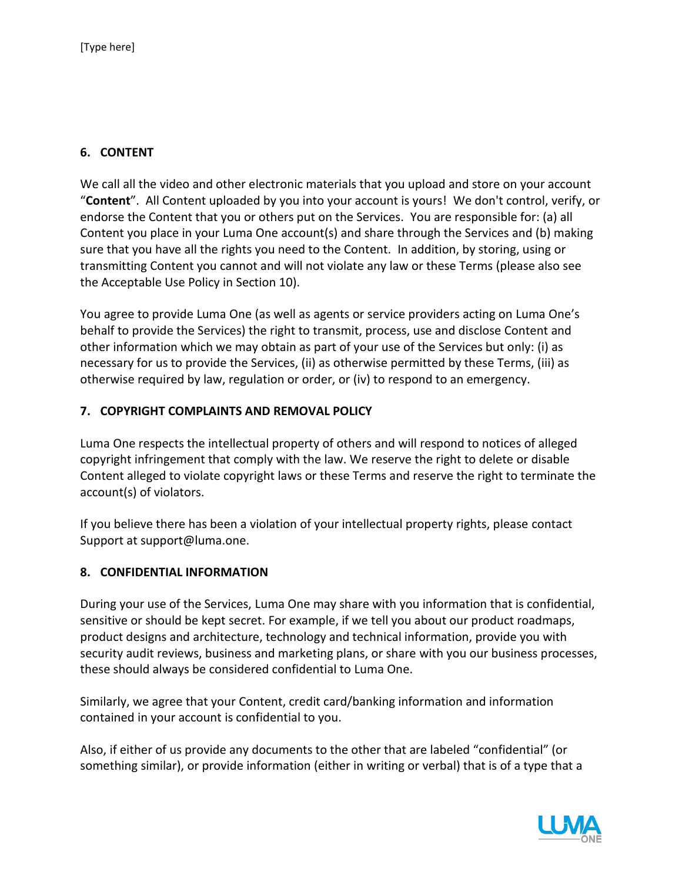## 6. CONTENT

We call all the video and other electronic materials that you upload and store on your account "**Content**". All Content uploaded by you into your account is yours! We don't control, verify, or endorse the Content that you or others put on the Services. You are responsible for: (a) all Content you place in your Luma One account(s) and share through the Services and (b) making sure that you have all the rights you need to the Content. In addition, by storing, using or transmitting Content you cannot and will not violate any law or these Terms (please also see the Acceptable Use Policy in Section 10).

You agree to provide Luma One (as well as agents or service providers acting on Luma One's behalf to provide the Services) the right to transmit, process, use and disclose Content and other information which we may obtain as part of your use of the Services but only: (i) as necessary for us to provide the Services, (ii) as otherwise permitted by these Terms, (iii) as otherwise required by law, regulation or order, or (iv) to respond to an emergency.

## 7. COPYRIGHT COMPLAINTS AND REMOVAL POLICY

Luma One respects the intellectual property of others and will respond to notices of alleged copyright infringement that comply with the law. We reserve the right to delete or disable Content alleged to violate copyright laws or these Terms and reserve the right to terminate the account(s) of violators.

If you believe there has been a violation of your intellectual property rights, please contact Support at support@luma.one.

## 8. CONFIDENTIAL INFORMATION

During your use of the Services, Luma One may share with you information that is confidential, sensitive or should be kept secret. For example, if we tell you about our product roadmaps, product designs and architecture, technology and technical information, provide you with security audit reviews, business and marketing plans, or share with you our business processes, these should always be considered confidential to Luma One.

Similarly, we agree that your Content, credit card/banking information and information contained in your account is confidential to you.

Also, if either of us provide any documents to the other that are labeled "confidential" (or something similar), or provide information (either in writing or verbal) that is of a type that a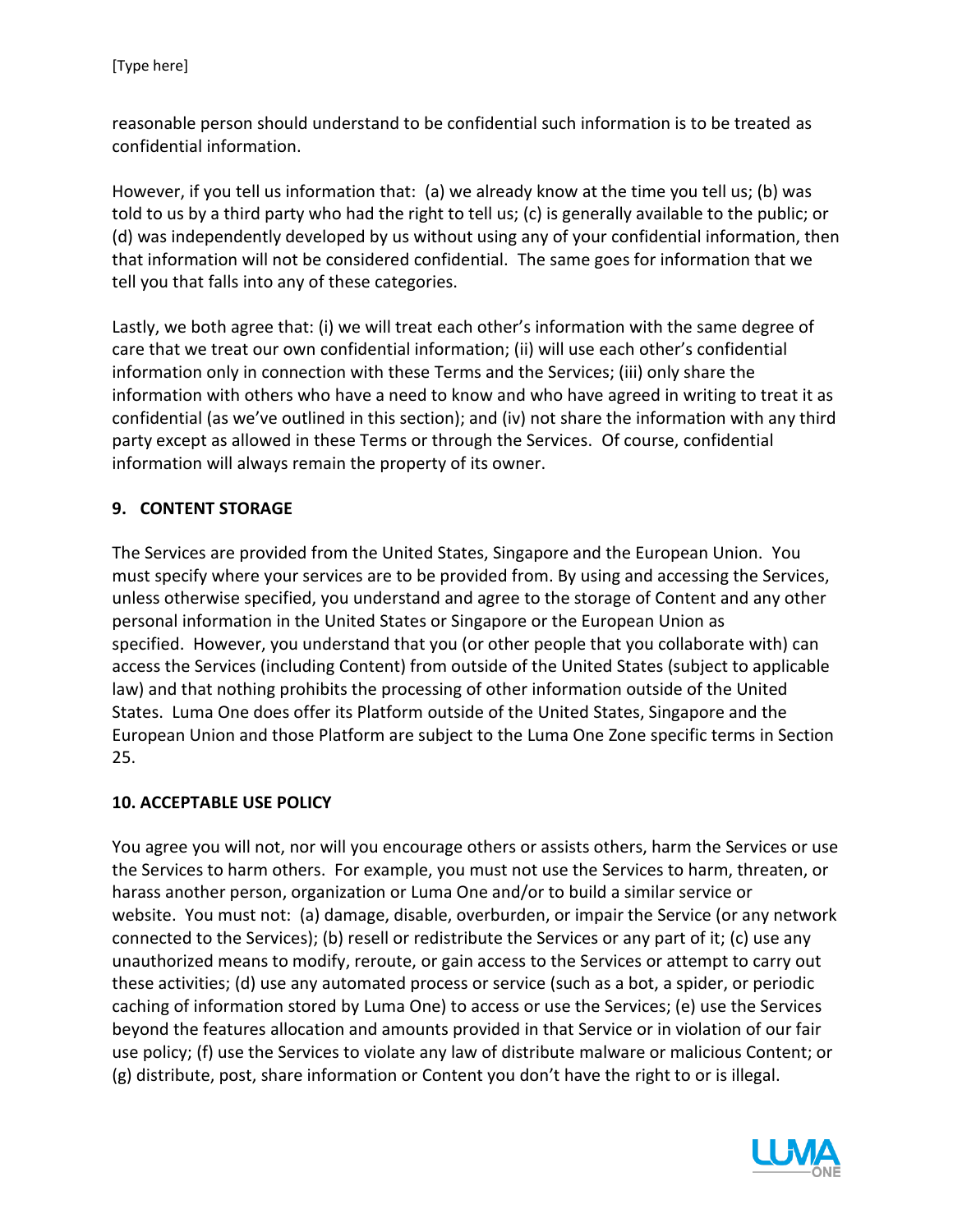reasonable person should understand to be confidential such information is to be treated as confidential information.

However, if you tell us information that: (a) we already know at the time you tell us; (b) was told to us by a third party who had the right to tell us; (c) is generally available to the public; or (d) was independently developed by us without using any of your confidential information, then that information will not be considered confidential. The same goes for information that we tell you that falls into any of these categories.

Lastly, we both agree that: (i) we will treat each other's information with the same degree of care that we treat our own confidential information; (ii) will use each other's confidential information only in connection with these Terms and the Services; (iii) only share the information with others who have a need to know and who have agreed in writing to treat it as confidential (as we've outlined in this section); and (iv) not share the information with any third party except as allowed in these Terms or through the Services. Of course, confidential information will always remain the property of its owner.

**9. CONTENT STORAGE**

The Services are provided from the United States, Singapore and the European Union. You must specify where your services are to be provided from. By using and accessing the Services, unless otherwise specified, you understand and agree to the storage of Content and any other personal information in the United States or Singapore or the European Union as specified. However, you understand that you (or other people that you collaborate with) can access the Services (including Content) from outside of the United States (subject to applicable law) and that nothing prohibits the processing of other information outside of the United States. Luma One does offer its Platform outside of the United States, Singapore and the European Union and those Platform are subject to the Luma One Zone specific terms in Section 25.

**10. ACCEPTABLE USE POLICY**

You agree you will not, nor will you encourage others or assists others, harm the Services or use the Services to harm others. For example, you must not use the Services to harm, threaten, or harass another person, organization or Luma One and/or to build a similar service or website. You must not: (a) damage, disable, overburden, or impair the Service (or any network connected to the Services); (b) resell or redistribute the Services or any part of it; (c) use any unauthorized means to modify, reroute, or gain access to the Services or attempt to carry out these activities; (d) use any automated process or service (such as a bot, a spider, or periodic caching of information stored by Luma One) to access or use the Services; (e) use the Services beyond the features allocation and amounts provided in that Service or in violation of our fair use policy; (f) use the Services to violate any law of distribute malware or malicious Content; or (g) distribute, post, share information or Content you don't have the right to or is illegal.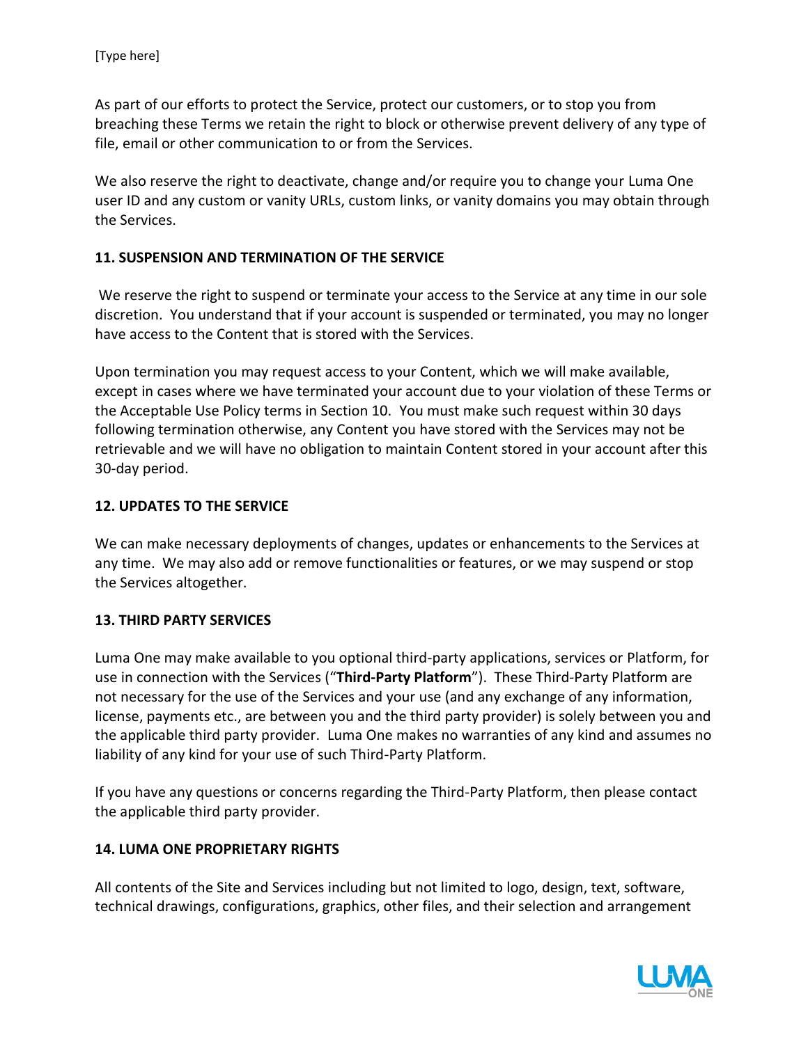As part of our efforts to protect the Service, protect our customers, or to stop you from breaching these Terms we retain the right to block or otherwise prevent delivery of any type of file, email or other communication to or from the Services.

We also reserve the right to deactivate, change and/or require you to change your Luma One user ID and any custom or vanity URLs, custom links, or vanity domains you may obtain through the Services.

**11. SUSPENSION AND TERMINATION OF THE SERVICE**

We reserve the right to suspend or terminate your access to the Service at any time in our sole discretion. You understand that if your account is suspended or terminated, you may no longer have access to the Content that is stored with the Services.

Upon termination you may request access to your Content, which we will make available, except in cases where we have terminated your account due to your violation of these Terms or the Acceptable Use Policy terms in Section 10. You must make such request within 30 days following termination otherwise, any Content you have stored with the Services may not be retrievable and we will have no obligation to maintain Content stored in your account after this 30-day period.

**12. UPDATES TO THE SERVICE**

We can make necessary deployments of changes, updates or enhancements to the Services at any time. We may also add or remove functionalities or features, or we may suspend or stop the Services altogether.

**13. THIRD PARTY SERVICES**

Luma One may make available to you optional third-party applications, services or Platform, for use in connection with the Services ("**Third-Party Platform**"). These Third-Party Platform are not necessary for the use of the Services and your use (and any exchange of any information, license, payments etc., are between you and the third party provider) is solely between you and the applicable third party provider. Luma One makes no warranties of any kind and assumes no liability of any kind for your use of such Third-Party Platform.

If you have any questions or concerns regarding the Third-Party Platform, then please contact the applicable third party provider.

**14. LUMA ONE PROPRIETARY RIGHTS**

All contents of the Site and Services including but not limited to logo, design, text, software, technical drawings, configurations, graphics, other files, and their selection and arrangement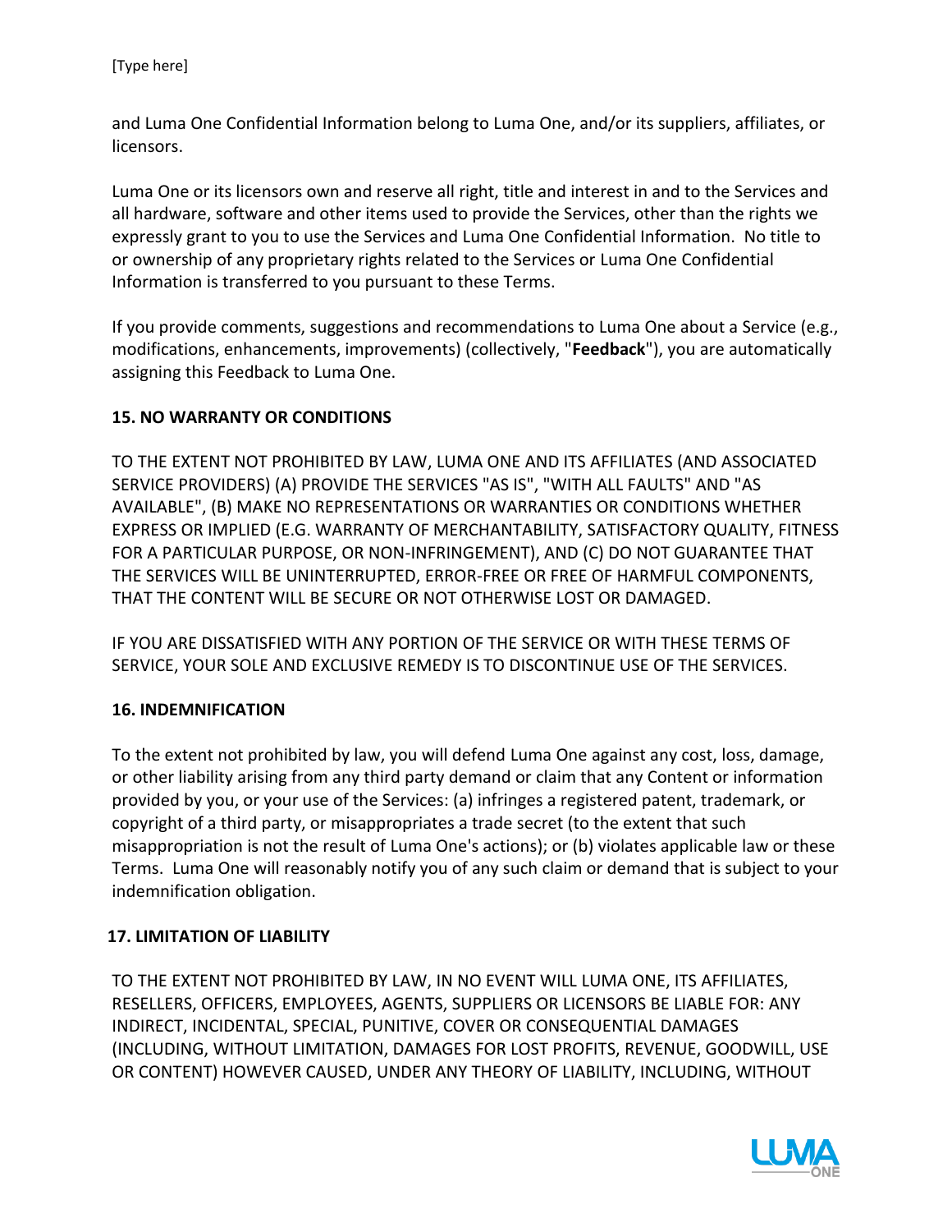and Luma One Confidential Information belong to Luma One, and/or its suppliers, affiliates, or licensors.

Luma One or its licensors own and reserve all right, title and interest in and to the Services and all hardware, software and other items used to provide the Services, other than the rights we expressly grant to you to use the Services and Luma One Confidential Information. No title to or ownership of any proprietary rights related to the Services or Luma One Confidential Information is transferred to you pursuant to these Terms.

If you provide comments, suggestions and recommendations to Luma One about a Service (e.g., modifications, enhancements, improvements) (collectively, "**Feedback**"), you are automatically assigning this Feedback to Luma One.

**15. NO WARRANTY OR CONDITIONS**

TO THE EXTENT NOT PROHIBITED BY LAW, LUMA ONE AND ITS AFFILIATES (AND ASSOCIATED SERVICE PROVIDERS) (A) PROVIDE THE SERVICES "AS IS", "WITH ALL FAULTS" AND "AS AVAILABLE", (B) MAKE NO REPRESENTATIONS OR WARRANTIES OR CONDITIONS WHETHER EXPRESS OR IMPLIED (E.G. WARRANTY OF MERCHANTABILITY, SATISFACTORY QUALITY, FITNESS FOR A PARTICULAR PURPOSE, OR NON-INFRINGEMENT), AND (C) DO NOT GUARANTEE THAT THE SERVICES WILL BE UNINTERRUPTED, ERROR-FREE OR FREE OF HARMFUL COMPONENTS, THAT THE CONTENT WILL BE SECURE OR NOT OTHERWISE LOST OR DAMAGED.

IF YOU ARE DISSATISFIED WITH ANY PORTION OF THE SERVICE OR WITH THESE TERMS OF SERVICE, YOUR SOLE AND EXCLUSIVE REMEDY IS TO DISCONTINUE USE OF THE SERVICES.

**16. INDEMNIFICATION**

To the extent not prohibited by law, you will defend Luma One against any cost, loss, damage, or other liability arising from any third party demand or claim that any Content or information provided by you, or your use of the Services: (a) infringes a registered patent, trademark, or copyright of a third party, or misappropriates a trade secret (to the extent that such misappropriation is not the result of Luma One's actions); or (b) violates applicable law or these Terms. Luma One will reasonably notify you of any such claim or demand that is subject to your indemnification obligation.

**17. LIMITATION OF LIABILITY**

TO THE EXTENT NOT PROHIBITED BY LAW, IN NO EVENT WILL LUMA ONE, ITS AFFILIATES, RESELLERS, OFFICERS, EMPLOYEES, AGENTS, SUPPLIERS OR LICENSORS BE LIABLE FOR: ANY INDIRECT, INCIDENTAL, SPECIAL, PUNITIVE, COVER OR CONSEQUENTIAL DAMAGES (INCLUDING, WITHOUT LIMITATION, DAMAGES FOR LOST PROFITS, REVENUE, GOODWILL, USE OR CONTENT) HOWEVER CAUSED, UNDER ANY THEORY OF LIABILITY, INCLUDING, WITHOUT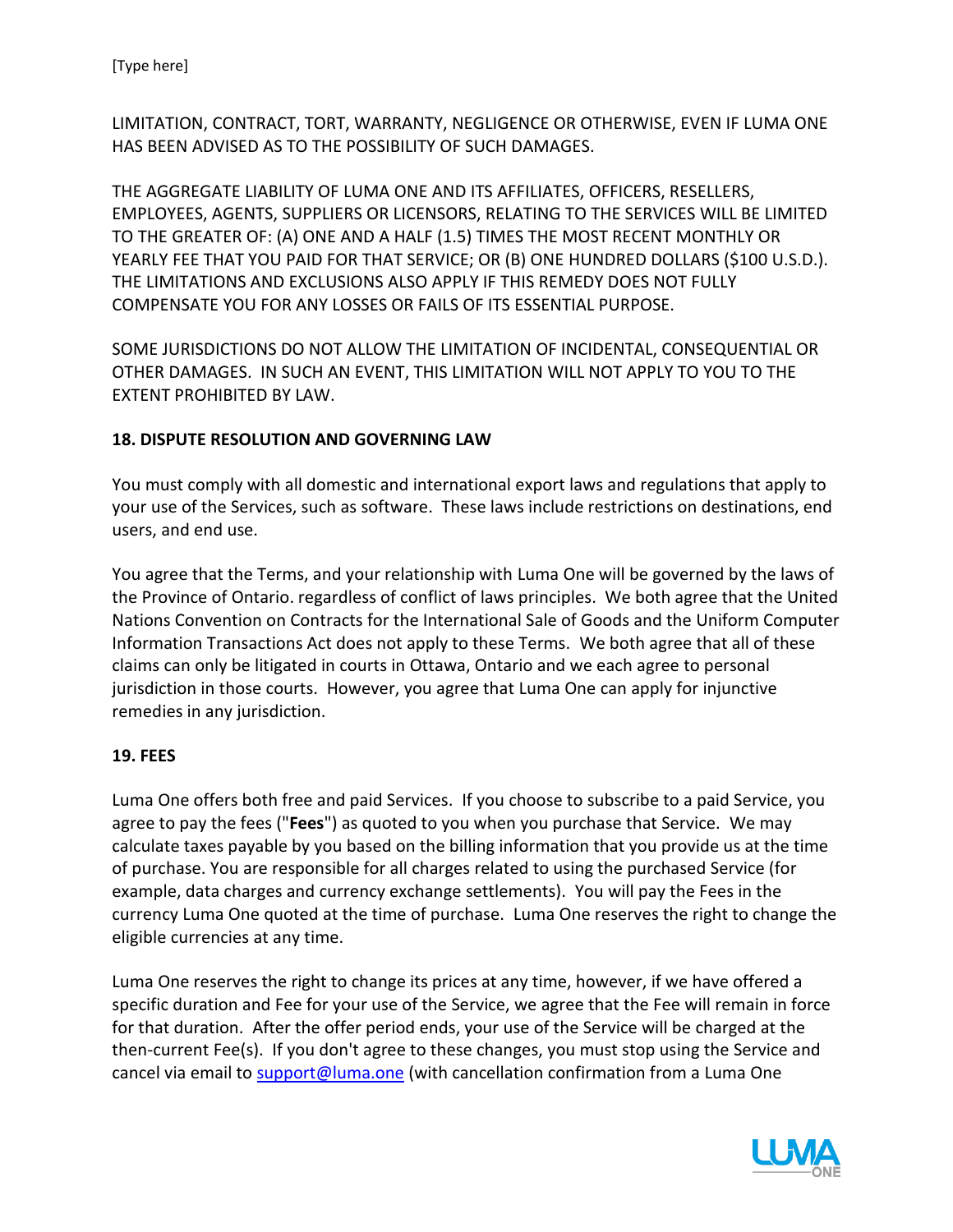LIMITATION, CONTRACT, TORT, WARRANTY, NEGLIGENCE OR OTHERWISE, EVEN IF LUMA ONE HAS BEEN ADVISED AS TO THE POSSIBILITY OF SUCH DAMAGES.

THE AGGREGATE LIABILITY OF LUMA ONE AND ITS AFFILIATES, OFFICERS, RESELLERS, EMPLOYEES, AGENTS, SUPPLIERS OR LICENSORS, RELATING TO THE SERVICES WILL BE LIMITED TO THE GREATER OF: (A) ONE AND A HALF (1.5) TIMES THE MOST RECENT MONTHLY OR YEARLY FEE THAT YOU PAID FOR THAT SERVICE; OR (B) ONE HUNDRED DOLLARS ($100 U.S.D.). THE LIMITATIONS AND EXCLUSIONS ALSO APPLY IF THIS REMEDY DOES NOT FULLY COMPENSATE YOU FOR ANY LOSSES OR FAILS OF ITS ESSENTIAL PURPOSE.

SOME JURISDICTIONS DO NOT ALLOW THE LIMITATION OF INCIDENTAL, CONSEQUENTIAL OR OTHER DAMAGES. IN SUCH AN EVENT, THIS LIMITATION WILL NOT APPLY TO YOU TO THE EXTENT PROHIBITED BY LAW.

**18. DISPUTE RESOLUTION AND GOVERNING LAW**

You must comply with all domestic and international export laws and regulations that apply to your use of the Services, such as software. These laws include restrictions on destinations, end users, and end use.

You agree that the Terms, and your relationship with Luma One will be governed by the laws of the Province of Ontario. regardless of conflict of laws principles. We both agree that the United Nations Convention on Contracts for the International Sale of Goods and the Uniform Computer Information Transactions Act does not apply to these Terms. We both agree that all of these claims can only be litigated in courts in Ottawa, Ontario and we each agree to personal jurisdiction in those courts. However, you agree that Luma One can apply for injunctive remedies in any jurisdiction.

**19. FEES**

Luma One offers both free and paid Services. If you choose to subscribe to a paid Service, you agree to pay the fees ("**Fees**") as quoted to you when you purchase that Service. We may calculate taxes payable by you based on the billing information that you provide us at the time of purchase. You are responsible for all charges related to using the purchased Service (for example, data charges and currency exchange settlements). You will pay the Fees in the currency Luma One quoted at the time of purchase. Luma One reserves the right to change the eligible currencies at any time.

Luma One reserves the right to change its prices at any time, however, if we have offered a specific duration and Fee for your use of the Service, we agree that the Fee will remain in force for that duration. After the offer period ends, your use of the Service will be charged at the then-current Fee(s). If you don't agree to these changes, you must stop using the Service and cancel via email to [support@luma.one](mailto:support@luma.one) (with cancellation confirmation from a Luma One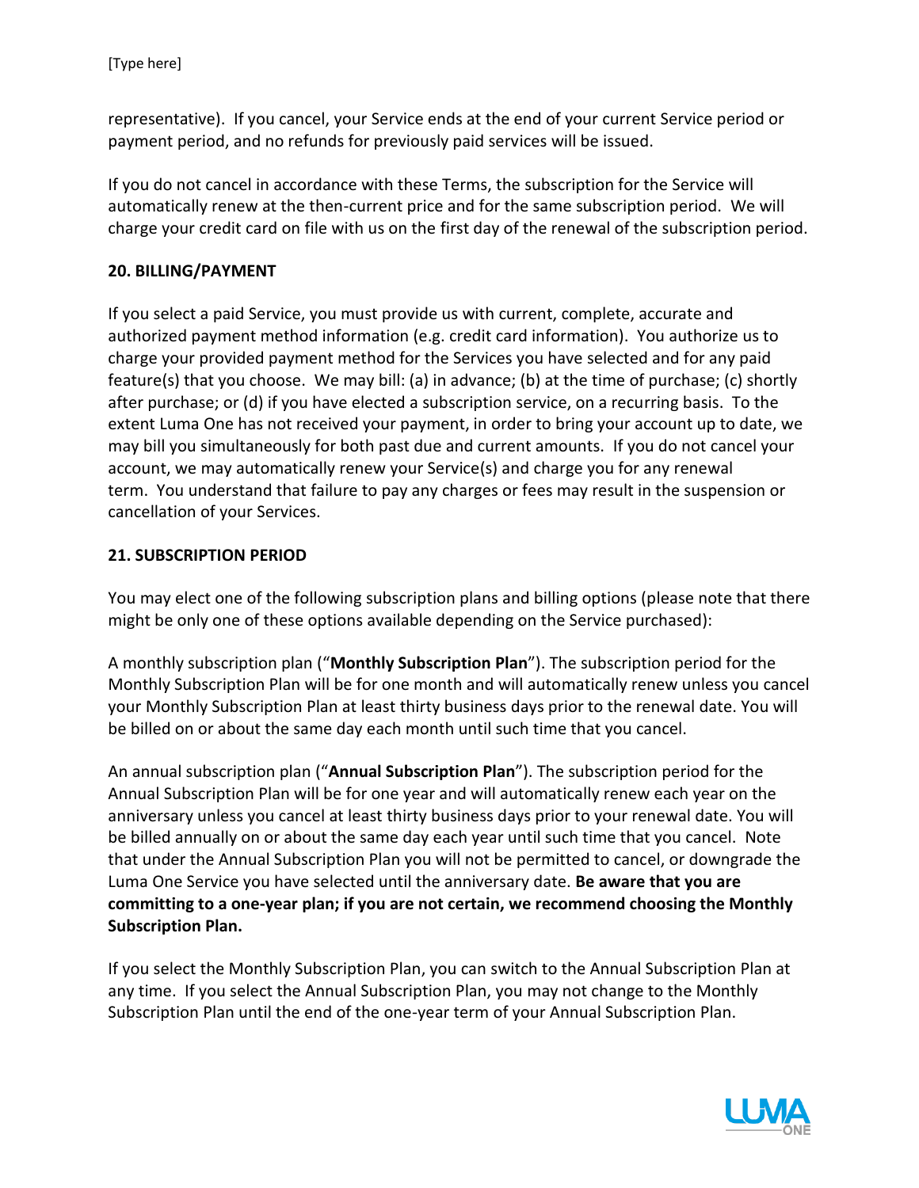representative). If you cancel, your Service ends at the end of your current Service period or payment period, and no refunds for previously paid services will be issued.

If you do not cancel in accordance with these Terms, the subscription for the Service will automatically renew at the then-current price and for the same subscription period. We will charge your credit card on file with us on the first day of the renewal of the subscription period.

**20. BILLING/PAYMENT**

If you select a paid Service, you must provide us with current, complete, accurate and authorized payment method information (e.g. credit card information). You authorize us to charge your provided payment method for the Services you have selected and for any paid feature(s) that you choose. We may bill: (a) in advance; (b) at the time of purchase; (c) shortly after purchase; or (d) if you have elected a subscription service, on a recurring basis. To the extent Luma One has not received your payment, in order to bring your account up to date, we may bill you simultaneously for both past due and current amounts. If you do not cancel your account, we may automatically renew your Service(s) and charge you for any renewal term. You understand that failure to pay any charges or fees may result in the suspension or cancellation of your Services.

**21. SUBSCRIPTION PERIOD**

You may elect one of the following subscription plans and billing options (please note that there might be only one of these options available depending on the Service purchased):

A monthly subscription plan ("**Monthly Subscription Plan**"). The subscription period for the Monthly Subscription Plan will be for one month and will automatically renew unless you cancel your Monthly Subscription Plan at least thirty business days prior to the renewal date. You will be billed on or about the same day each month until such time that you cancel.

An annual subscription plan ("**Annual Subscription Plan**"). The subscription period for the Annual Subscription Plan will be for one year and will automatically renew each year on the anniversary unless you cancel at least thirty business days prior to your renewal date. You will be billed annually on or about the same day each year until such time that you cancel. Note that under the Annual Subscription Plan you will not be permitted to cancel, or downgrade the Luma One Service you have selected until the anniversary date. **Be aware that you are committing to a one-year plan; if you are not certain, we recommend choosing the Monthly Subscription Plan.**

If you select the Monthly Subscription Plan, you can switch to the Annual Subscription Plan at any time. If you select the Annual Subscription Plan, you may not change to the Monthly Subscription Plan until the end of the one-year term of your Annual Subscription Plan.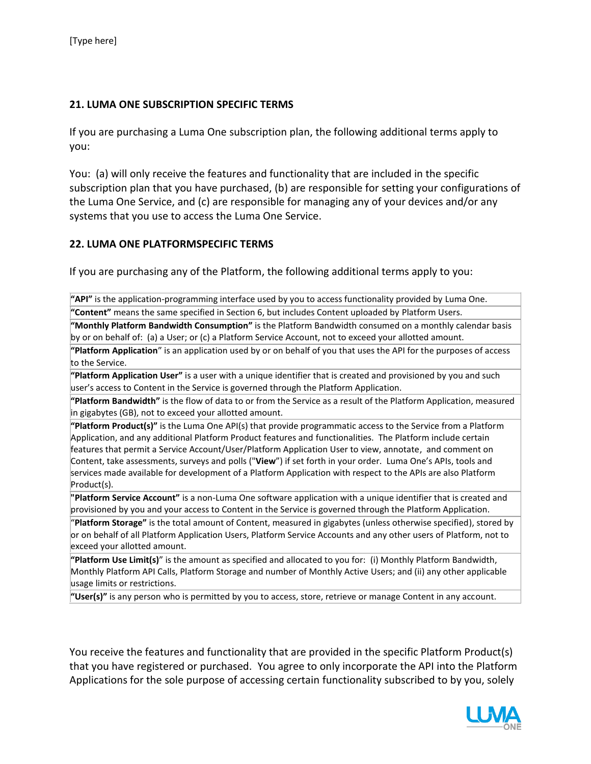## 21. LUMA ONE SUBSCRIPTION SPECIFIC TERMS

If you are purchasing a Luma One subscription plan, the following additional terms apply to you:

You: (a) will only receive the features and functionality that are included in the specific subscription plan that you have purchased, (b) are responsible for setting your configurations of the Luma One Service, and (c) are responsible for managing any of your devices and/or any systems that you use to access the Luma One Service.

## 22. LUMA ONE PLATFORMSPECIFIC TERMS

If you are purchasing any of the Platform, the following additional terms apply to you:

| |
|---|
| **"API"** is the application-programming interface used by you to access functionality provided by Luma One. |
| **"Content"** means the same specified in Section 6, but includes Content uploaded by Platform Users. |
| **"Monthly Platform Bandwidth Consumption"** is the Platform Bandwidth consumed on a monthly calendar basis by or on behalf of: (a) a User; or (c) a Platform Service Account, not to exceed your allotted amount. |
| **"Platform Application"** is an application used by or on behalf of you that uses the API for the purposes of access to the Service. |
| **"Platform Application User"** is a user with a unique identifier that is created and provisioned by you and such user's access to Content in the Service is governed through the Platform Application. |
| **"Platform Bandwidth"** is the flow of data to or from the Service as a result of the Platform Application, measured in gigabytes (GB), not to exceed your allotted amount. |
| **"Platform Product(s)"** is the Luma One API(s) that provide programmatic access to the Service from a Platform Application, and any additional Platform Product features and functionalities. The Platform include certain features that permit a Service Account/User/Platform Application User to view, annotate, and comment on Content, take assessments, surveys and polls ("**View**") if set forth in your order. Luma One's APIs, tools and services made available for development of a Platform Application with respect to the APIs are also Platform Product(s). |
| **"Platform Service Account"** is a non-Luma One software application with a unique identifier that is created and provisioned by you and your access to Content in the Service is governed through the Platform Application. |
| **"Platform Storage"** is the total amount of Content, measured in gigabytes (unless otherwise specified), stored by or on behalf of all Platform Application Users, Platform Service Accounts and any other users of Platform, not to exceed your allotted amount. |
| **"Platform Use Limit(s)"** is the amount as specified and allocated to you for: (i) Monthly Platform Bandwidth, Monthly Platform API Calls, Platform Storage and number of Monthly Active Users; and (ii) any other applicable usage limits or restrictions. |
| **"User(s)"** is any person who is permitted by you to access, store, retrieve or manage Content in any account. |

You receive the features and functionality that are provided in the specific Platform Product(s) that you have registered or purchased. You agree to only incorporate the API into the Platform Applications for the sole purpose of accessing certain functionality subscribed to by you, solely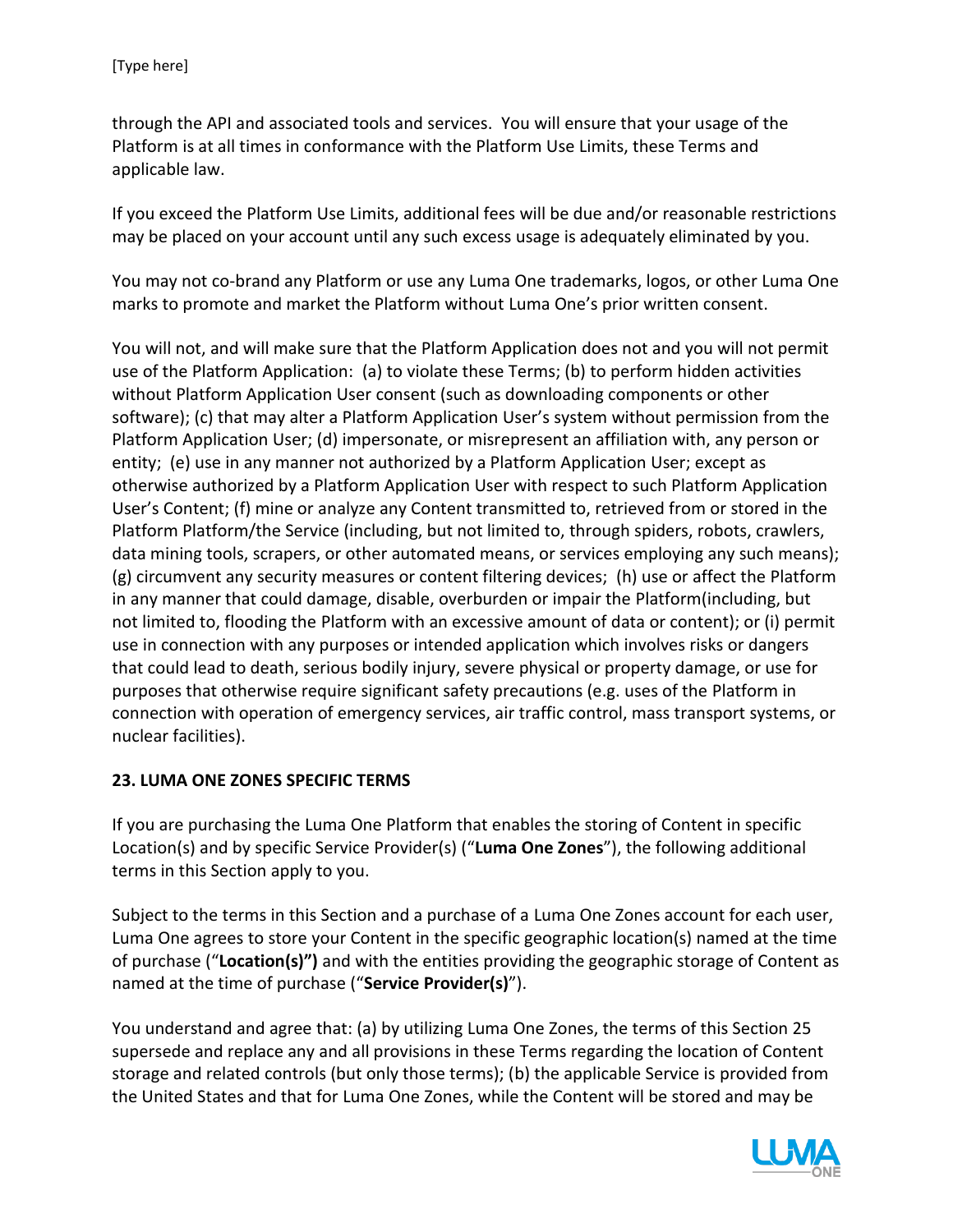through the API and associated tools and services. You will ensure that your usage of the Platform is at all times in conformance with the Platform Use Limits, these Terms and applicable law.

If you exceed the Platform Use Limits, additional fees will be due and/or reasonable restrictions may be placed on your account until any such excess usage is adequately eliminated by you.

You may not co-brand any Platform or use any Luma One trademarks, logos, or other Luma One marks to promote and market the Platform without Luma One's prior written consent.

You will not, and will make sure that the Platform Application does not and you will not permit use of the Platform Application: (a) to violate these Terms; (b) to perform hidden activities without Platform Application User consent (such as downloading components or other software); (c) that may alter a Platform Application User's system without permission from the Platform Application User; (d) impersonate, or misrepresent an affiliation with, any person or entity; (e) use in any manner not authorized by a Platform Application User; except as otherwise authorized by a Platform Application User with respect to such Platform Application User's Content; (f) mine or analyze any Content transmitted to, retrieved from or stored in the Platform Platform/the Service (including, but not limited to, through spiders, robots, crawlers, data mining tools, scrapers, or other automated means, or services employing any such means); (g) circumvent any security measures or content filtering devices; (h) use or affect the Platform in any manner that could damage, disable, overburden or impair the Platform(including, but not limited to, flooding the Platform with an excessive amount of data or content); or (i) permit use in connection with any purposes or intended application which involves risks or dangers that could lead to death, serious bodily injury, severe physical or property damage, or use for purposes that otherwise require significant safety precautions (e.g. uses of the Platform in connection with operation of emergency services, air traffic control, mass transport systems, or nuclear facilities).

## 23. LUMA ONE ZONES SPECIFIC TERMS

If you are purchasing the Luma One Platform that enables the storing of Content in specific Location(s) and by specific Service Provider(s) ("**Luma One Zones**"), the following additional terms in this Section apply to you.

Subject to the terms in this Section and a purchase of a Luma One Zones account for each user, Luma One agrees to store your Content in the specific geographic location(s) named at the time of purchase ("**Location(s)")** and with the entities providing the geographic storage of Content as named at the time of purchase ("**Service Provider(s)**").

You understand and agree that: (a) by utilizing Luma One Zones, the terms of this Section 25 supersede and replace any and all provisions in these Terms regarding the location of Content storage and related controls (but only those terms); (b) the applicable Service is provided from the United States and that for Luma One Zones, while the Content will be stored and may be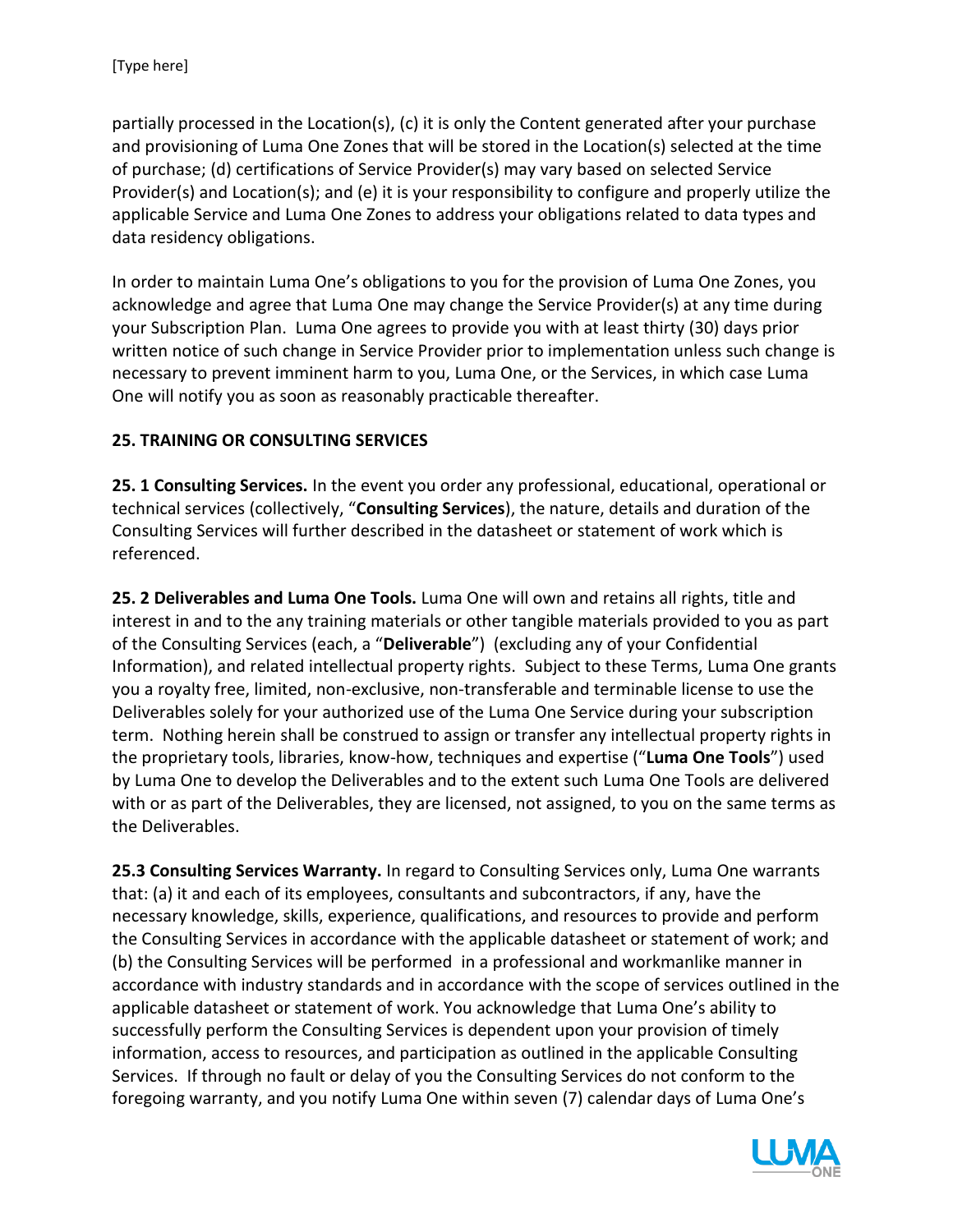partially processed in the Location(s), (c) it is only the Content generated after your purchase and provisioning of Luma One Zones that will be stored in the Location(s) selected at the time of purchase; (d) certifications of Service Provider(s) may vary based on selected Service Provider(s) and Location(s); and (e) it is your responsibility to configure and properly utilize the applicable Service and Luma One Zones to address your obligations related to data types and data residency obligations.

In order to maintain Luma One's obligations to you for the provision of Luma One Zones, you acknowledge and agree that Luma One may change the Service Provider(s) at any time during your Subscription Plan. Luma One agrees to provide you with at least thirty (30) days prior written notice of such change in Service Provider prior to implementation unless such change is necessary to prevent imminent harm to you, Luma One, or the Services, in which case Luma One will notify you as soon as reasonably practicable thereafter.

**25. TRAINING OR CONSULTING SERVICES**

**25. 1 Consulting Services.** In the event you order any professional, educational, operational or technical services (collectively, "**Consulting Services**), the nature, details and duration of the Consulting Services will further described in the datasheet or statement of work which is referenced.

**25. 2 Deliverables and Luma One Tools.** Luma One will own and retains all rights, title and interest in and to the any training materials or other tangible materials provided to you as part of the Consulting Services (each, a "**Deliverable**") (excluding any of your Confidential Information), and related intellectual property rights. Subject to these Terms, Luma One grants you a royalty free, limited, non-exclusive, non-transferable and terminable license to use the Deliverables solely for your authorized use of the Luma One Service during your subscription term. Nothing herein shall be construed to assign or transfer any intellectual property rights in the proprietary tools, libraries, know-how, techniques and expertise ("**Luma One Tools**") used by Luma One to develop the Deliverables and to the extent such Luma One Tools are delivered with or as part of the Deliverables, they are licensed, not assigned, to you on the same terms as the Deliverables.

**25.3 Consulting Services Warranty.** In regard to Consulting Services only, Luma One warrants that: (a) it and each of its employees, consultants and subcontractors, if any, have the necessary knowledge, skills, experience, qualifications, and resources to provide and perform the Consulting Services in accordance with the applicable datasheet or statement of work; and (b) the Consulting Services will be performed in a professional and workmanlike manner in accordance with industry standards and in accordance with the scope of services outlined in the applicable datasheet or statement of work. You acknowledge that Luma One's ability to successfully perform the Consulting Services is dependent upon your provision of timely information, access to resources, and participation as outlined in the applicable Consulting Services. If through no fault or delay of you the Consulting Services do not conform to the foregoing warranty, and you notify Luma One within seven (7) calendar days of Luma One's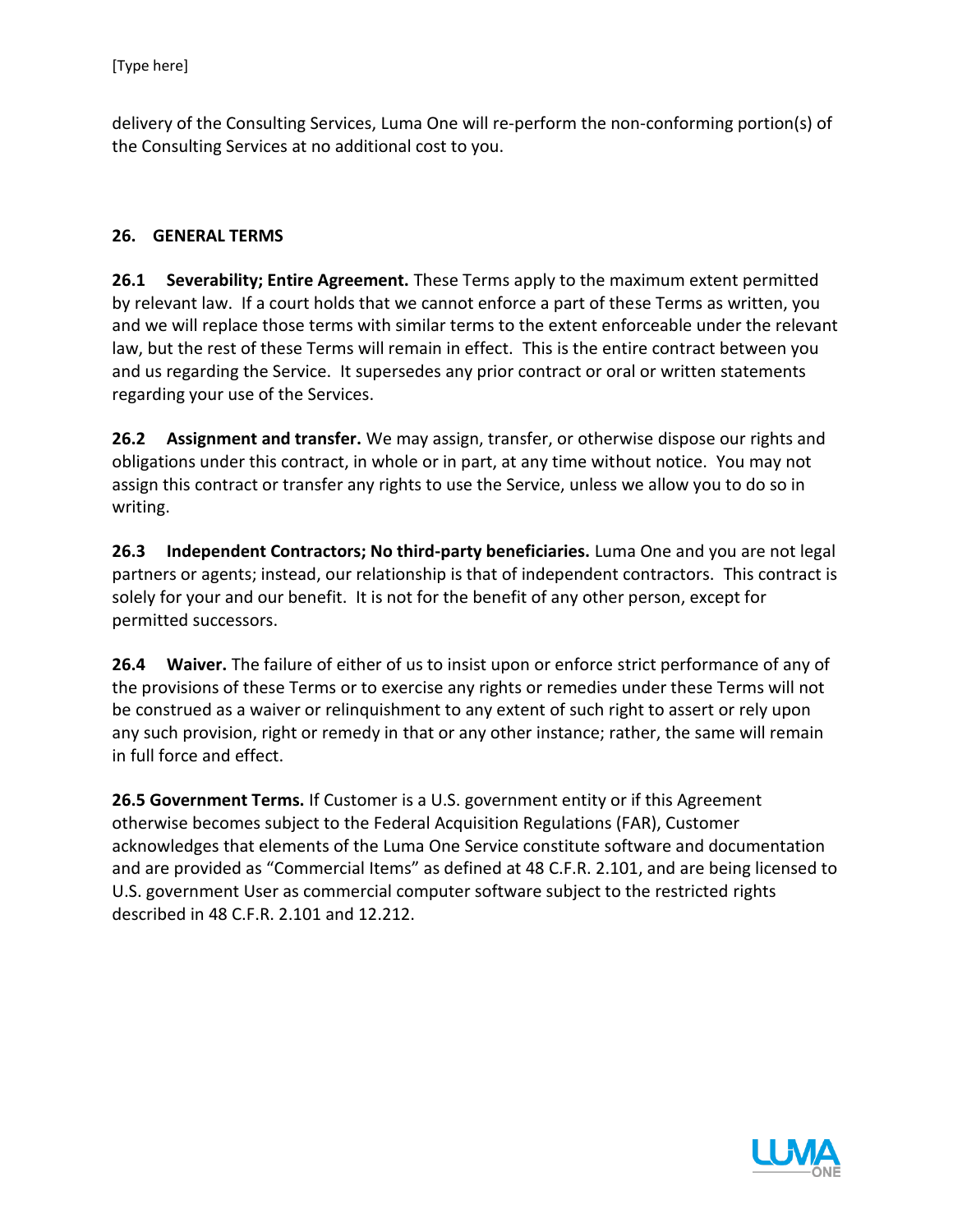delivery of the Consulting Services, Luma One will re-perform the non-conforming portion(s) of the Consulting Services at no additional cost to you.

## 26. GENERAL TERMS

**26.1 Severability; Entire Agreement.** These Terms apply to the maximum extent permitted by relevant law. If a court holds that we cannot enforce a part of these Terms as written, you and we will replace those terms with similar terms to the extent enforceable under the relevant law, but the rest of these Terms will remain in effect. This is the entire contract between you and us regarding the Service. It supersedes any prior contract or oral or written statements regarding your use of the Services.

**26.2 Assignment and transfer.** We may assign, transfer, or otherwise dispose our rights and obligations under this contract, in whole or in part, at any time without notice. You may not assign this contract or transfer any rights to use the Service, unless we allow you to do so in writing.

**26.3 Independent Contractors; No third-party beneficiaries.** Luma One and you are not legal partners or agents; instead, our relationship is that of independent contractors. This contract is solely for your and our benefit. It is not for the benefit of any other person, except for permitted successors.

**26.4 Waiver.** The failure of either of us to insist upon or enforce strict performance of any of the provisions of these Terms or to exercise any rights or remedies under these Terms will not be construed as a waiver or relinquishment to any extent of such right to assert or rely upon any such provision, right or remedy in that or any other instance; rather, the same will remain in full force and effect.

**26.5 Government Terms.** If Customer is a U.S. government entity or if this Agreement otherwise becomes subject to the Federal Acquisition Regulations (FAR), Customer acknowledges that elements of the Luma One Service constitute software and documentation and are provided as "Commercial Items" as defined at 48 C.F.R. 2.101, and are being licensed to U.S. government User as commercial computer software subject to the restricted rights described in 48 C.F.R. 2.101 and 12.212.